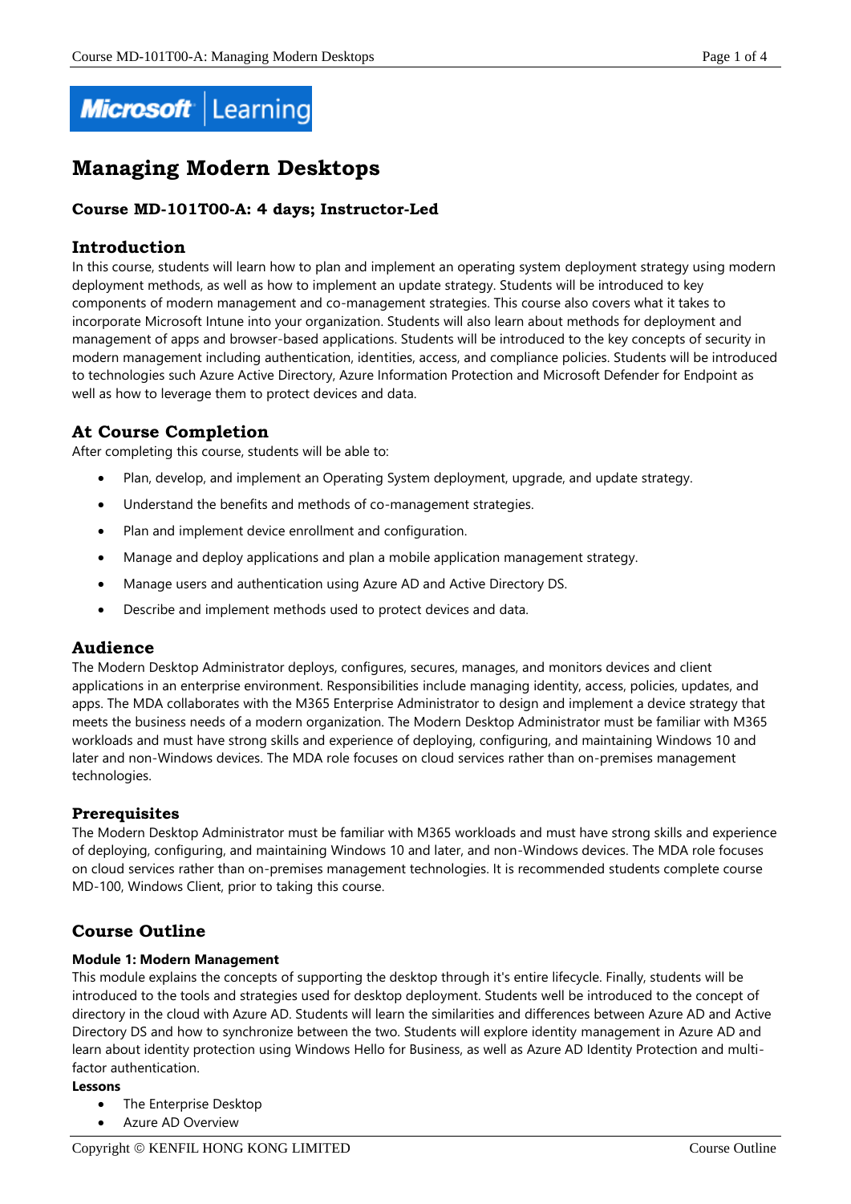# Managing Modern Desktops

### Course MD-101T00-A: 4 days; Instructor-Led

## Introduction

In this course, students will learn how to plan and implement an operating system deployment strategy using modern deployment methods, as well as how to implement an update strategy. Students will be introduced to key components of modern management and co-management strategies. This course also covers what it takes to incorporate Microsoft Intune into your organization. Students will also learn about methods for deployment and management of apps and browser-based applications. Students will be introduced to the key concepts of security in modern management including authentication, identities, access, and compliance policies. Students will be introduced to technologies such Azure Active Directory, Azure Information Protection and Microsoft Defender for Endpoint as well as how to leverage them to protect devices and data.

## At Course Completion

After completing this course, students will be able to:

- Plan, develop, and implement an Operating System deployment, upgrade, and update strategy.
- Understand the benefits and methods of co-management strategies.
- Plan and implement device enrollment and configuration.
- Manage and deploy applications and plan a mobile application management strategy.
- Manage users and authentication using Azure AD and Active Directory DS.
- Describe and implement methods used to protect devices and data.

## Audience

The Modern Desktop Administrator deploys, configures, secures, manages, and monitors devices and client applications in an enterprise environment. Responsibilities include managing identity, access, policies, updates, and apps. The MDA collaborates with the M365 Enterprise Administrator to design and implement a device strategy that meets the business needs of a modern organization. The Modern Desktop Administrator must be familiar with M365 workloads and must have strong skills and experience of deploying, configuring, and maintaining Windows 10 and later and non-Windows devices. The MDA role focuses on cloud services rather than on-premises management technologies.

## Prerequisites

The Modern Desktop Administrator must be familiar with M365 workloads and must have strong skills and experience of deploying, configuring, and maintaining Windows 10 and later, and non-Windows devices. The MDA role focuses on cloud services rather than on-premises management technologies. It is recommended students complete course MD-100, Windows Client, prior to taking this course.

## Course Outline

**Module 1: Modern Management**

This module explains the concepts of supporting the desktop through it's entire lifecycle. Finally, students will be introduced to the tools and strategies used for desktop deployment. Students well be introduced to the concept of directory in the cloud with Azure AD. Students will learn the similarities and differences between Azure AD and Active Directory DS and how to synchronize between the two. Students will explore identity management in Azure AD and learn about identity protection using Windows Hello for Business, as well as Azure AD Identity Protection and multi-factor authentication.

**Lessons**

- The Enterprise Desktop
- Azure AD Overview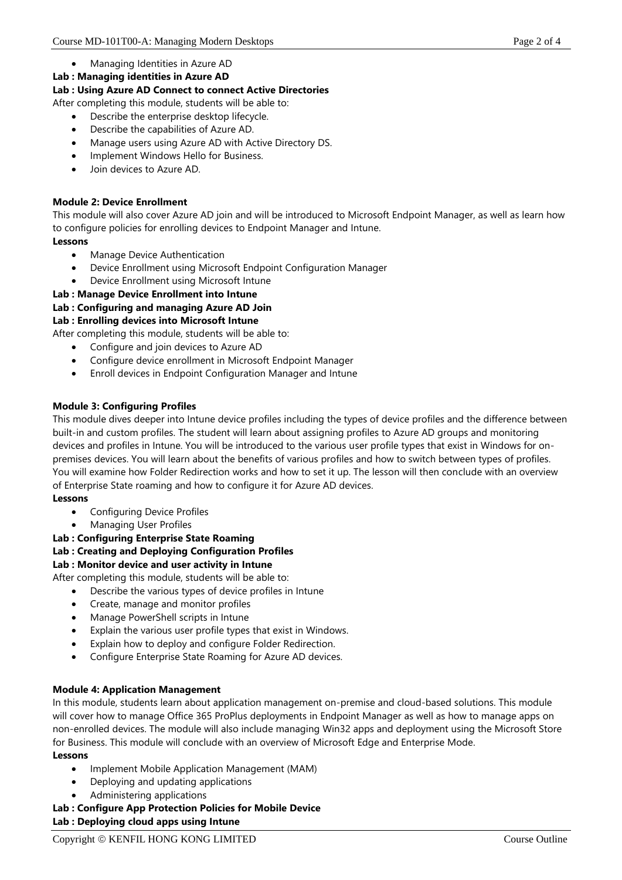- Managing Identities in Azure AD

**Lab : Managing identities in Azure AD**

**Lab : Using Azure AD Connect to connect Active Directories**

After completing this module, students will be able to:

- Describe the enterprise desktop lifecycle.
- Describe the capabilities of Azure AD.
- Manage users using Azure AD with Active Directory DS.
- Implement Windows Hello for Business.
- Join devices to Azure AD.

**Module 2: Device Enrollment**

This module will also cover Azure AD join and will be introduced to Microsoft Endpoint Manager, as well as learn how to configure policies for enrolling devices to Endpoint Manager and Intune.

**Lessons**

- Manage Device Authentication
- Device Enrollment using Microsoft Endpoint Configuration Manager
- Device Enrollment using Microsoft Intune

**Lab : Manage Device Enrollment into Intune**

**Lab : Configuring and managing Azure AD Join**

**Lab : Enrolling devices into Microsoft Intune**

After completing this module, students will be able to:

- Configure and join devices to Azure AD
- Configure device enrollment in Microsoft Endpoint Manager
- Enroll devices in Endpoint Configuration Manager and Intune

**Module 3: Configuring Profiles**

This module dives deeper into Intune device profiles including the types of device profiles and the difference between built-in and custom profiles. The student will learn about assigning profiles to Azure AD groups and monitoring devices and profiles in Intune. You will be introduced to the various user profile types that exist in Windows for on-premises devices. You will learn about the benefits of various profiles and how to switch between types of profiles. You will examine how Folder Redirection works and how to set it up. The lesson will then conclude with an overview of Enterprise State roaming and how to configure it for Azure AD devices.

**Lessons**

- Configuring Device Profiles
- Managing User Profiles

**Lab : Configuring Enterprise State Roaming**

**Lab : Creating and Deploying Configuration Profiles**

**Lab : Monitor device and user activity in Intune**

After completing this module, students will be able to:

- Describe the various types of device profiles in Intune
- Create, manage and monitor profiles
- Manage PowerShell scripts in Intune
- Explain the various user profile types that exist in Windows.
- Explain how to deploy and configure Folder Redirection.
- Configure Enterprise State Roaming for Azure AD devices.

**Module 4: Application Management**

In this module, students learn about application management on-premise and cloud-based solutions. This module will cover how to manage Office 365 ProPlus deployments in Endpoint Manager as well as how to manage apps on non-enrolled devices. The module will also include managing Win32 apps and deployment using the Microsoft Store for Business. This module will conclude with an overview of Microsoft Edge and Enterprise Mode.

**Lessons**

- Implement Mobile Application Management (MAM)
- Deploying and updating applications
- Administering applications

**Lab : Configure App Protection Policies for Mobile Device**

**Lab : Deploying cloud apps using Intune**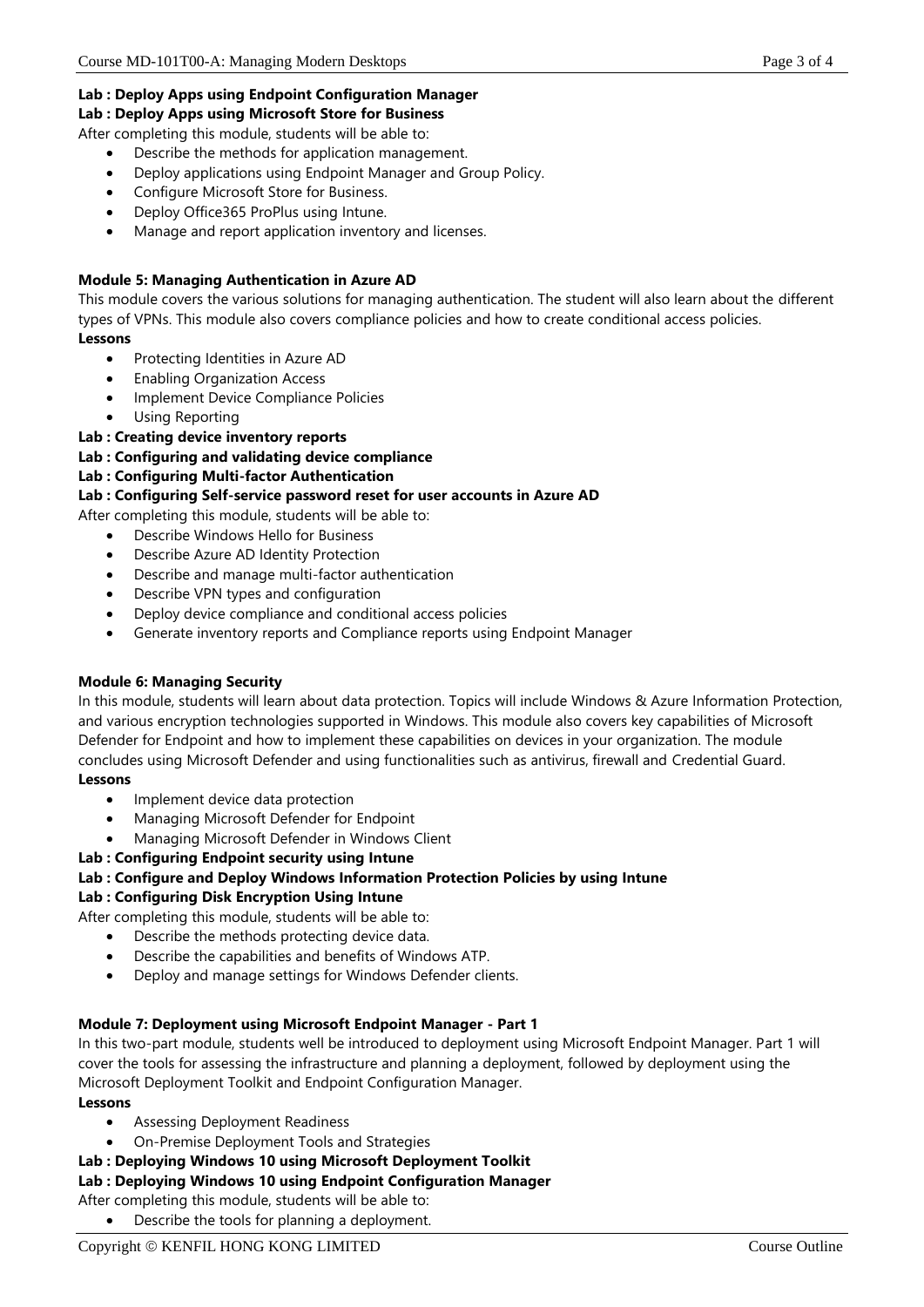**Lab : Deploy Apps using Endpoint Configuration Manager**
**Lab : Deploy Apps using Microsoft Store for Business**

After completing this module, students will be able to:

- Describe the methods for application management.
- Deploy applications using Endpoint Manager and Group Policy.
- Configure Microsoft Store for Business.
- Deploy Office365 ProPlus using Intune.
- Manage and report application inventory and licenses.

**Module 5: Managing Authentication in Azure AD**

This module covers the various solutions for managing authentication. The student will also learn about the different types of VPNs. This module also covers compliance policies and how to create conditional access policies.

**Lessons**

- Protecting Identities in Azure AD
- Enabling Organization Access
- Implement Device Compliance Policies
- Using Reporting

**Lab : Creating device inventory reports**
**Lab : Configuring and validating device compliance**
**Lab : Configuring Multi-factor Authentication**
**Lab : Configuring Self-service password reset for user accounts in Azure AD**

After completing this module, students will be able to:

- Describe Windows Hello for Business
- Describe Azure AD Identity Protection
- Describe and manage multi-factor authentication
- Describe VPN types and configuration
- Deploy device compliance and conditional access policies
- Generate inventory reports and Compliance reports using Endpoint Manager

**Module 6: Managing Security**

In this module, students will learn about data protection. Topics will include Windows & Azure Information Protection, and various encryption technologies supported in Windows. This module also covers key capabilities of Microsoft Defender for Endpoint and how to implement these capabilities on devices in your organization. The module concludes using Microsoft Defender and using functionalities such as antivirus, firewall and Credential Guard.

**Lessons**

- Implement device data protection
- Managing Microsoft Defender for Endpoint
- Managing Microsoft Defender in Windows Client

**Lab : Configuring Endpoint security using Intune**
**Lab : Configure and Deploy Windows Information Protection Policies by using Intune**
**Lab : Configuring Disk Encryption Using Intune**

After completing this module, students will be able to:

- Describe the methods protecting device data.
- Describe the capabilities and benefits of Windows ATP.
- Deploy and manage settings for Windows Defender clients.

**Module 7: Deployment using Microsoft Endpoint Manager - Part 1**

In this two-part module, students well be introduced to deployment using Microsoft Endpoint Manager. Part 1 will cover the tools for assessing the infrastructure and planning a deployment, followed by deployment using the Microsoft Deployment Toolkit and Endpoint Configuration Manager.

**Lessons**

- Assessing Deployment Readiness
- On-Premise Deployment Tools and Strategies

**Lab : Deploying Windows 10 using Microsoft Deployment Toolkit**
**Lab : Deploying Windows 10 using Endpoint Configuration Manager**

After completing this module, students will be able to:

- Describe the tools for planning a deployment.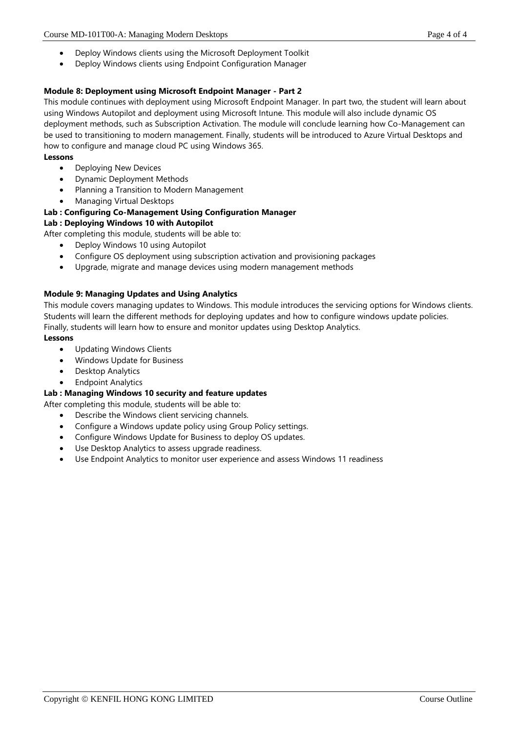- Deploy Windows clients using the Microsoft Deployment Toolkit
- Deploy Windows clients using Endpoint Configuration Manager

**Module 8: Deployment using Microsoft Endpoint Manager - Part 2**

This module continues with deployment using Microsoft Endpoint Manager. In part two, the student will learn about using Windows Autopilot and deployment using Microsoft Intune. This module will also include dynamic OS deployment methods, such as Subscription Activation. The module will conclude learning how Co-Management can be used to transitioning to modern management. Finally, students will be introduced to Azure Virtual Desktops and how to configure and manage cloud PC using Windows 365.

**Lessons**

- Deploying New Devices
- Dynamic Deployment Methods
- Planning a Transition to Modern Management
- Managing Virtual Desktops

**Lab : Configuring Co-Management Using Configuration Manager**

**Lab : Deploying Windows 10 with Autopilot**

After completing this module, students will be able to:

- Deploy Windows 10 using Autopilot
- Configure OS deployment using subscription activation and provisioning packages
- Upgrade, migrate and manage devices using modern management methods

**Module 9: Managing Updates and Using Analytics**

This module covers managing updates to Windows. This module introduces the servicing options for Windows clients. Students will learn the different methods for deploying updates and how to configure windows update policies. Finally, students will learn how to ensure and monitor updates using Desktop Analytics.

**Lessons**

- Updating Windows Clients
- Windows Update for Business
- Desktop Analytics
- Endpoint Analytics

**Lab : Managing Windows 10 security and feature updates**

After completing this module, students will be able to:

- Describe the Windows client servicing channels.
- Configure a Windows update policy using Group Policy settings.
- Configure Windows Update for Business to deploy OS updates.
- Use Desktop Analytics to assess upgrade readiness.
- Use Endpoint Analytics to monitor user experience and assess Windows 11 readiness